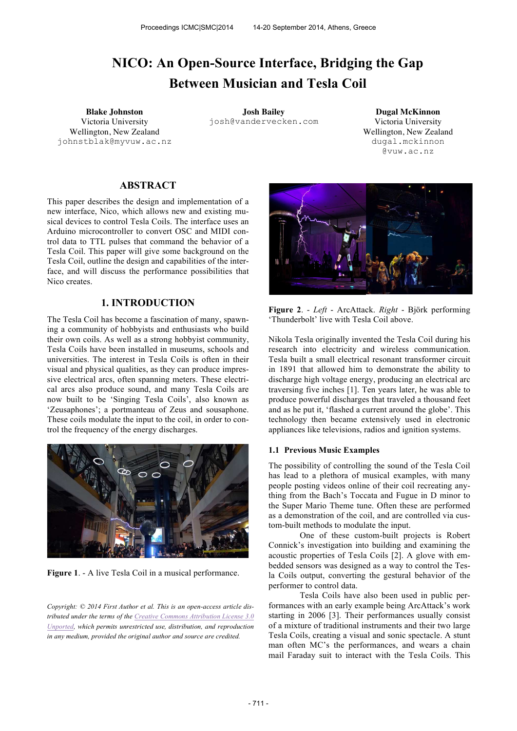# NICO: An Open-Source Interface, Bridging the Gap Between Musician and Tesla Coil

**Blake Johnston**
Victoria University
Wellington, New Zealand
johnstblak@myvuw.ac.nz

**Josh Bailey**
josh@vandervecken.com

**Dugal McKinnon**
Victoria University
Wellington, New Zealand
dugal.mckinnon@vuw.ac.nz

## ABSTRACT

This paper describes the design and implementation of a new interface, Nico, which allows new and existing musical devices to control Tesla Coils. The interface uses an Arduino microcontroller to convert OSC and MIDI control data to TTL pulses that command the behavior of a Tesla Coil. This paper will give some background on the Tesla Coil, outline the design and capabilities of the interface, and will discuss the performance possibilities that Nico creates.

## 1. INTRODUCTION

The Tesla Coil has become a fascination of many, spawning a community of hobbyists and enthusiasts who build their own coils. As well as a strong hobbyist community, Tesla Coils have been installed in museums, schools and universities. The interest in Tesla Coils is often in their visual and physical qualities, as they can produce impressive electrical arcs, often spanning meters. These electrical arcs also produce sound, and many Tesla Coils are now built to be 'Singing Tesla Coils', also known as 'Zeusaphones'; a portmanteau of Zeus and sousaphone. These coils modulate the input to the coil, in order to control the frequency of the energy discharges.

**Figure 1**. - A live Tesla Coil in a musical performance.

*Copyright: © 2014 First Author et al. This is an open-access article distributed under the terms of the Creative Commons Attribution License 3.0 Unported, which permits unrestricted use, distribution, and reproduction in any medium, provided the original author and source are credited.*

**Figure 2**. - *Left* - ArcAttack. *Right* - Björk performing 'Thunderbolt' live with Tesla Coil above.

Nikola Tesla originally invented the Tesla Coil during his research into electricity and wireless communication. Tesla built a small electrical resonant transformer circuit in 1891 that allowed him to demonstrate the ability to discharge high voltage energy, producing an electrical arc traversing five inches [1]. Ten years later, he was able to produce powerful discharges that traveled a thousand feet and as he put it, 'flashed a current around the globe'. This technology then became extensively used in electronic appliances like televisions, radios and ignition systems.

### 1.1 Previous Music Examples

The possibility of controlling the sound of the Tesla Coil has lead to a plethora of musical examples, with many people posting videos online of their coil recreating anything from the Bach's Toccata and Fugue in D minor to the Super Mario Theme tune. Often these are performed as a demonstration of the coil, and are controlled via custom-built methods to modulate the input.

One of these custom-built projects is Robert Connick's investigation into building and examining the acoustic properties of Tesla Coils [2]. A glove with embedded sensors was designed as a way to control the Tesla Coils output, converting the gestural behavior of the performer to control data.

Tesla Coils have also been used in public performances with an early example being ArcAttack's work starting in 2006 [3]. Their performances usually consist of a mixture of traditional instruments and their two large Tesla Coils, creating a visual and sonic spectacle. A stunt man often MC's the performances, and wears a chain mail Faraday suit to interact with the Tesla Coils. This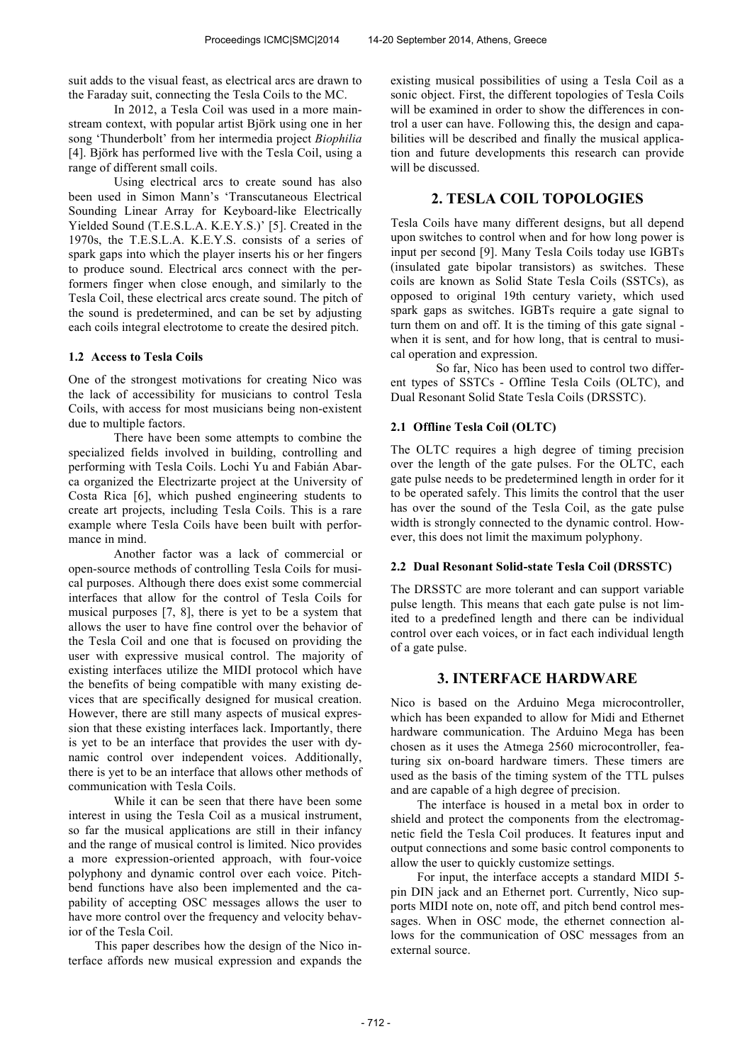suit adds to the visual feast, as electrical arcs are drawn to the Faraday suit, connecting the Tesla Coils to the MC.

In 2012, a Tesla Coil was used in a more mainstream context, with popular artist Björk using one in her song 'Thunderbolt' from her intermedia project *Biophilia* [4]. Björk has performed live with the Tesla Coil, using a range of different small coils.

Using electrical arcs to create sound has also been used in Simon Mann's 'Transcutaneous Electrical Sounding Linear Array for Keyboard-like Electrically Yielded Sound (T.E.S.L.A. K.E.Y.S.)' [5]. Created in the 1970s, the T.E.S.L.A. K.E.Y.S. consists of a series of spark gaps into which the player inserts his or her fingers to produce sound. Electrical arcs connect with the performers finger when close enough, and similarly to the Tesla Coil, these electrical arcs create sound. The pitch of the sound is predetermined, and can be set by adjusting each coils integral electrotome to create the desired pitch.

### 1.2 Access to Tesla Coils

One of the strongest motivations for creating Nico was the lack of accessibility for musicians to control Tesla Coils, with access for most musicians being non-existent due to multiple factors.

There have been some attempts to combine the specialized fields involved in building, controlling and performing with Tesla Coils. Lochi Yu and Fabián Abarca organized the Electrizarte project at the University of Costa Rica [6], which pushed engineering students to create art projects, including Tesla Coils. This is a rare example where Tesla Coils have been built with performance in mind.

Another factor was a lack of commercial or open-source methods of controlling Tesla Coils for musical purposes. Although there does exist some commercial interfaces that allow for the control of Tesla Coils for musical purposes [7, 8], there is yet to be a system that allows the user to have fine control over the behavior of the Tesla Coil and one that is focused on providing the user with expressive musical control. The majority of existing interfaces utilize the MIDI protocol which have the benefits of being compatible with many existing devices that are specifically designed for musical creation. However, there are still many aspects of musical expression that these existing interfaces lack. Importantly, there is yet to be an interface that provides the user with dynamic control over independent voices. Additionally, there is yet to be an interface that allows other methods of communication with Tesla Coils.

While it can be seen that there have been some interest in using the Tesla Coil as a musical instrument, so far the musical applications are still in their infancy and the range of musical control is limited. Nico provides a more expression-oriented approach, with four-voice polyphony and dynamic control over each voice. Pitch-bend functions have also been implemented and the capability of accepting OSC messages allows the user to have more control over the frequency and velocity behavior of the Tesla Coil.

This paper describes how the design of the Nico interface affords new musical expression and expands the existing musical possibilities of using a Tesla Coil as a sonic object. First, the different topologies of Tesla Coils will be examined in order to show the differences in control a user can have. Following this, the design and capabilities will be described and finally the musical application and future developments this research can provide will be discussed.

## 2. TESLA COIL TOPOLOGIES

Tesla Coils have many different designs, but all depend upon switches to control when and for how long power is input per second [9]. Many Tesla Coils today use IGBTs (insulated gate bipolar transistors) as switches. These coils are known as Solid State Tesla Coils (SSTCs), as opposed to original 19th century variety, which used spark gaps as switches. IGBTs require a gate signal to turn them on and off. It is the timing of this gate signal - when it is sent, and for how long, that is central to musical operation and expression.

So far, Nico has been used to control two different types of SSTCs - Offline Tesla Coils (OLTC), and Dual Resonant Solid State Tesla Coils (DRSSTC).

### 2.1 Offline Tesla Coil (OLTC)

The OLTC requires a high degree of timing precision over the length of the gate pulses. For the OLTC, each gate pulse needs to be predetermined length in order for it to be operated safely. This limits the control that the user has over the sound of the Tesla Coil, as the gate pulse width is strongly connected to the dynamic control. However, this does not limit the maximum polyphony.

### 2.2 Dual Resonant Solid-state Tesla Coil (DRSSTC)

The DRSSTC are more tolerant and can support variable pulse length. This means that each gate pulse is not limited to a predefined length and there can be individual control over each voices, or in fact each individual length of a gate pulse.

## 3. INTERFACE HARDWARE

Nico is based on the Arduino Mega microcontroller, which has been expanded to allow for Midi and Ethernet hardware communication. The Arduino Mega has been chosen as it uses the Atmega 2560 microcontroller, featuring six on-board hardware timers. These timers are used as the basis of the timing system of the TTL pulses and are capable of a high degree of precision.

The interface is housed in a metal box in order to shield and protect the components from the electromagnetic field the Tesla Coil produces. It features input and output connections and some basic control components to allow the user to quickly customize settings.

For input, the interface accepts a standard MIDI 5-pin DIN jack and an Ethernet port. Currently, Nico supports MIDI note on, note off, and pitch bend control messages. When in OSC mode, the ethernet connection allows for the communication of OSC messages from an external source.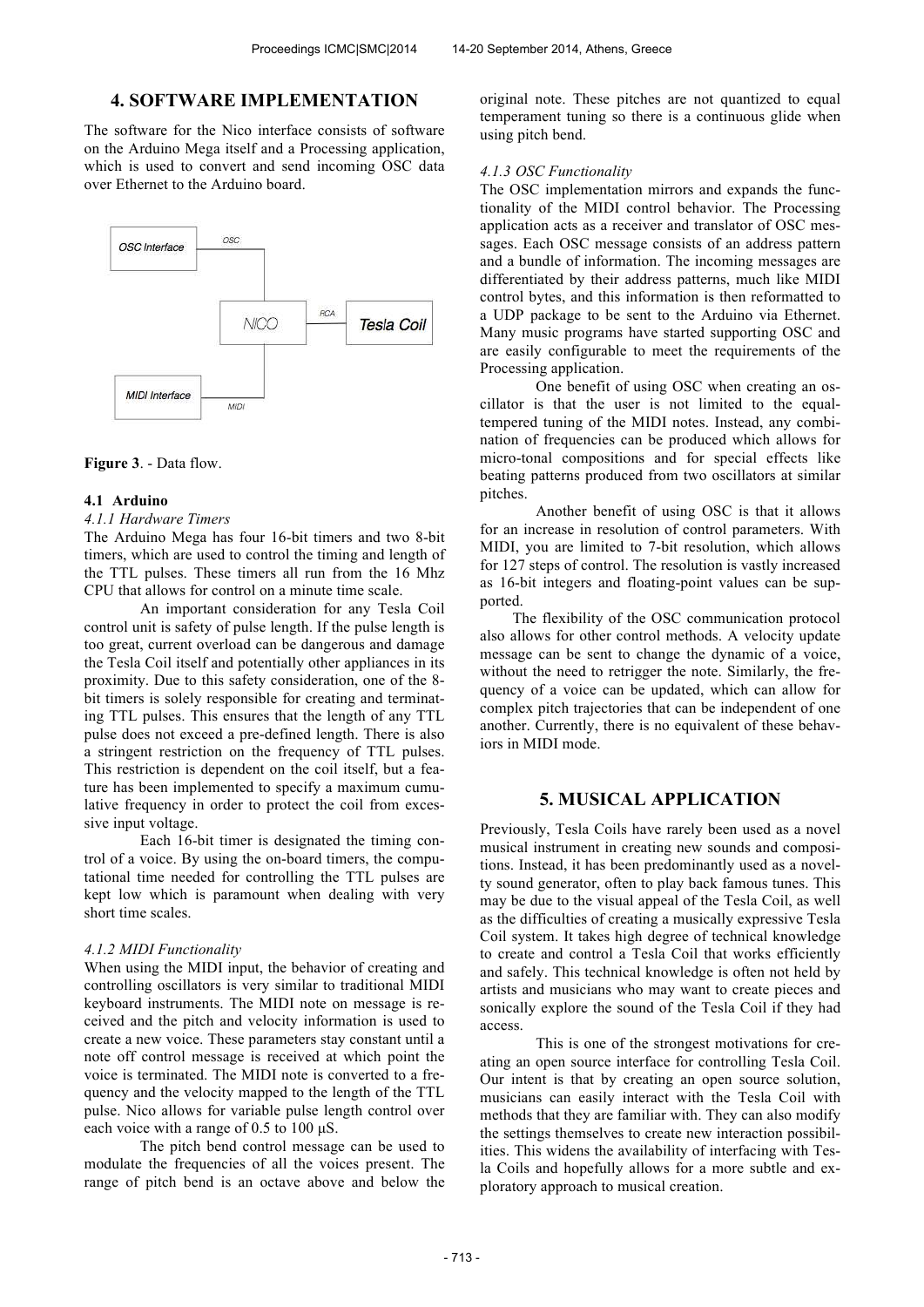## 4. SOFTWARE IMPLEMENTATION

The software for the Nico interface consists of software on the Arduino Mega itself and a Processing application, which is used to convert and send incoming OSC data over Ethernet to the Arduino board.

OSC Interface
OSC
NICO
RCA
Tesla Coil
MIDI Interface
MIDI

**Figure 3**. - Data flow.

### 4.1 Arduino

#### *4.1.1 Hardware Timers*

The Arduino Mega has four 16-bit timers and two 8-bit timers, which are used to control the timing and length of the TTL pulses. These timers all run from the 16 Mhz CPU that allows for control on a minute time scale.

An important consideration for any Tesla Coil control unit is safety of pulse length. If the pulse length is too great, current overload can be dangerous and damage the Tesla Coil itself and potentially other appliances in its proximity. Due to this safety consideration, one of the 8-bit timers is solely responsible for creating and terminating TTL pulses. This ensures that the length of any TTL pulse does not exceed a pre-defined length. There is also a stringent restriction on the frequency of TTL pulses. This restriction is dependent on the coil itself, but a feature has been implemented to specify a maximum cumulative frequency in order to protect the coil from excessive input voltage.

Each 16-bit timer is designated the timing control of a voice. By using the on-board timers, the computational time needed for controlling the TTL pulses are kept low which is paramount when dealing with very short time scales.

#### *4.1.2 MIDI Functionality*

When using the MIDI input, the behavior of creating and controlling oscillators is very similar to traditional MIDI keyboard instruments. The MIDI note on message is received and the pitch and velocity information is used to create a new voice. These parameters stay constant until a note off control message is received at which point the voice is terminated. The MIDI note is converted to a frequency and the velocity mapped to the length of the TTL pulse. Nico allows for variable pulse length control over each voice with a range of 0.5 to 100 µS.

The pitch bend control message can be used to modulate the frequencies of all the voices present. The range of pitch bend is an octave above and below the original note. These pitches are not quantized to equal temperament tuning so there is a continuous glide when using pitch bend.

#### *4.1.3 OSC Functionality*

The OSC implementation mirrors and expands the functionality of the MIDI control behavior. The Processing application acts as a receiver and translator of OSC messages. Each OSC message consists of an address pattern and a bundle of information. The incoming messages are differentiated by their address patterns, much like MIDI control bytes, and this information is then reformatted to a UDP package to be sent to the Arduino via Ethernet. Many music programs have started supporting OSC and are easily configurable to meet the requirements of the Processing application.

One benefit of using OSC when creating an oscillator is that the user is not limited to the equal-tempered tuning of the MIDI notes. Instead, any combination of frequencies can be produced which allows for micro-tonal compositions and for special effects like beating patterns produced from two oscillators at similar pitches.

Another benefit of using OSC is that it allows for an increase in resolution of control parameters. With MIDI, you are limited to 7-bit resolution, which allows for 127 steps of control. The resolution is vastly increased as 16-bit integers and floating-point values can be supported.

The flexibility of the OSC communication protocol also allows for other control methods. A velocity update message can be sent to change the dynamic of a voice, without the need to retrigger the note. Similarly, the frequency of a voice can be updated, which can allow for complex pitch trajectories that can be independent of one another. Currently, there is no equivalent of these behaviors in MIDI mode.

## 5. MUSICAL APPLICATION

Previously, Tesla Coils have rarely been used as a novel musical instrument in creating new sounds and compositions. Instead, it has been predominantly used as a novelty sound generator, often to play back famous tunes. This may be due to the visual appeal of the Tesla Coil, as well as the difficulties of creating a musically expressive Tesla Coil system. It takes high degree of technical knowledge to create and control a Tesla Coil that works efficiently and safely. This technical knowledge is often not held by artists and musicians who may want to create pieces and sonically explore the sound of the Tesla Coil if they had access.

This is one of the strongest motivations for creating an open source interface for controlling Tesla Coil. Our intent is that by creating an open source solution, musicians can easily interact with the Tesla Coil with methods that they are familiar with. They can also modify the settings themselves to create new interaction possibilities. This widens the availability of interfacing with Tesla Coils and hopefully allows for a more subtle and exploratory approach to musical creation.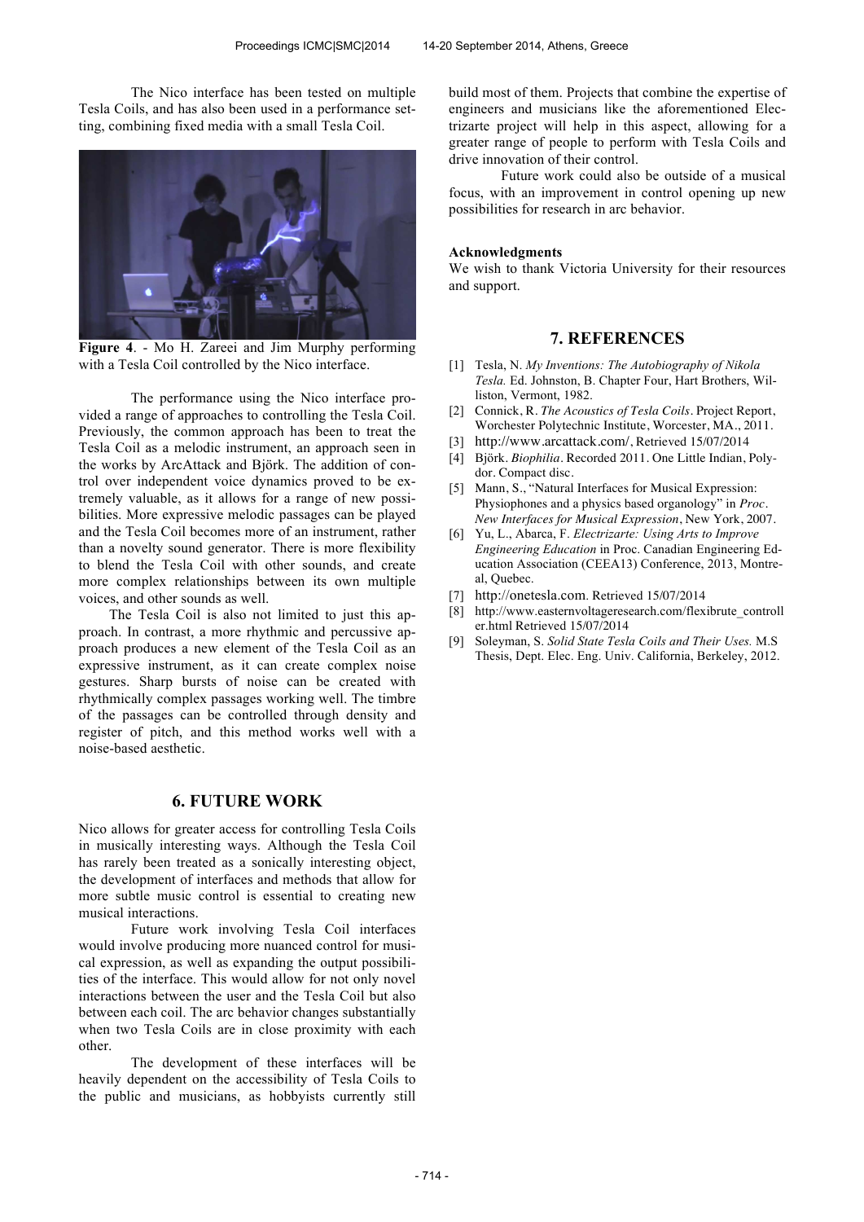The Nico interface has been tested on multiple Tesla Coils, and has also been used in a performance setting, combining fixed media with a small Tesla Coil.

**Figure 4**. - Mo H. Zareei and Jim Murphy performing with a Tesla Coil controlled by the Nico interface.

The performance using the Nico interface provided a range of approaches to controlling the Tesla Coil. Previously, the common approach has been to treat the Tesla Coil as a melodic instrument, an approach seen in the works by ArcAttack and Björk. The addition of control over independent voice dynamics proved to be extremely valuable, as it allows for a range of new possibilities. More expressive melodic passages can be played and the Tesla Coil becomes more of an instrument, rather than a novelty sound generator. There is more flexibility to blend the Tesla Coil with other sounds, and create more complex relationships between its own multiple voices, and other sounds as well.

The Tesla Coil is also not limited to just this approach. In contrast, a more rhythmic and percussive approach produces a new element of the Tesla Coil as an expressive instrument, as it can create complex noise gestures. Sharp bursts of noise can be created with rhythmically complex passages working well. The timbre of the passages can be controlled through density and register of pitch, and this method works well with a noise-based aesthetic.

## 6. FUTURE WORK

Nico allows for greater access for controlling Tesla Coils in musically interesting ways. Although the Tesla Coil has rarely been treated as a sonically interesting object, the development of interfaces and methods that allow for more subtle music control is essential to creating new musical interactions.

Future work involving Tesla Coil interfaces would involve producing more nuanced control for musical expression, as well as expanding the output possibilities of the interface. This would allow for not only novel interactions between the user and the Tesla Coil but also between each coil. The arc behavior changes substantially when two Tesla Coils are in close proximity with each other.

The development of these interfaces will be heavily dependent on the accessibility of Tesla Coils to the public and musicians, as hobbyists currently still build most of them. Projects that combine the expertise of engineers and musicians like the aforementioned Electrizarte project will help in this aspect, allowing for a greater range of people to perform with Tesla Coils and drive innovation of their control.

Future work could also be outside of a musical focus, with an improvement in control opening up new possibilities for research in arc behavior.

**Acknowledgments**

We wish to thank Victoria University for their resources and support.

## 7. REFERENCES

[1] Tesla, N. *My Inventions: The Autobiography of Nikola Tesla.* Ed. Johnston, B. Chapter Four, Hart Brothers, Williston, Vermont, 1982.

[2] Connick, R. *The Acoustics of Tesla Coils*. Project Report, Worchester Polytechnic Institute, Worcester, MA., 2011.

[3] http://www.arcattack.com/, Retrieved 15/07/2014

[4] Björk. *Biophilia*. Recorded 2011. One Little Indian, Polydor. Compact disc.

[5] Mann, S., "Natural Interfaces for Musical Expression: Physiophones and a physics based organology" in *Proc. New Interfaces for Musical Expression*, New York, 2007.

[6] Yu, L., Abarca, F. *Electrizarte: Using Arts to Improve Engineering Education* in Proc. Canadian Engineering Education Association (CEEA13) Conference, 2013, Montreal, Quebec.

[7] http://onetesla.com. Retrieved 15/07/2014

[8] http://www.easternvoltageresearch.com/flexibrute_controller.html Retrieved 15/07/2014

[9] Soleyman, S. *Solid State Tesla Coils and Their Uses.* M.S Thesis, Dept. Elec. Eng. Univ. California, Berkeley, 2012.